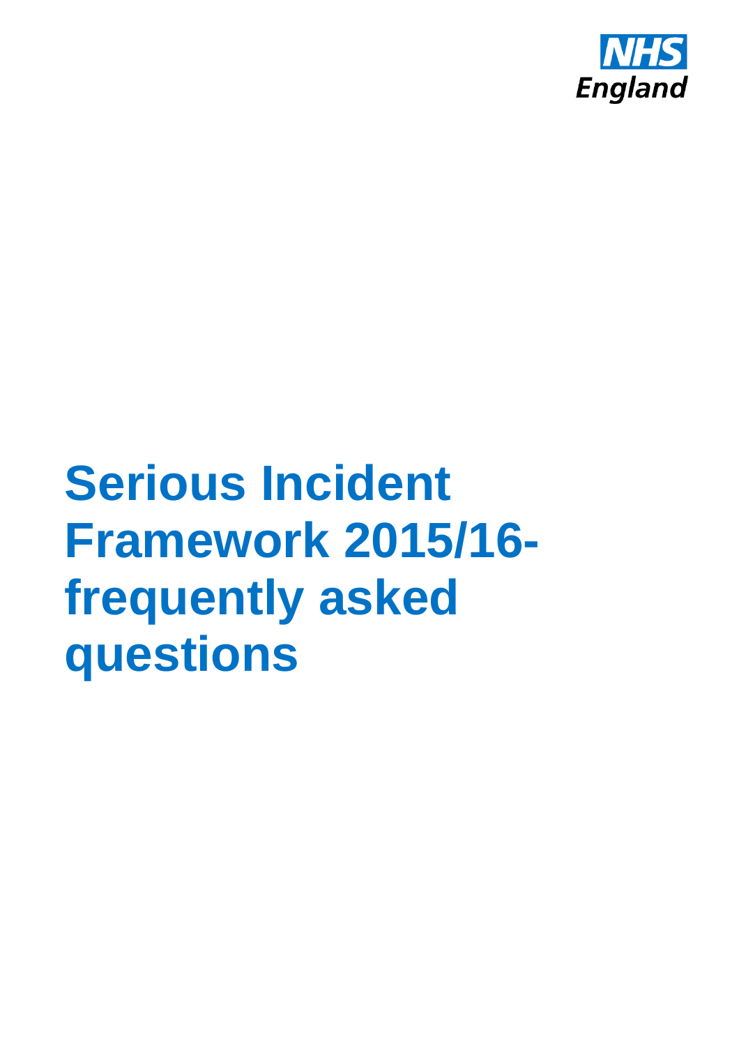NHS England

# Serious Incident Framework 2015/16-frequently asked questions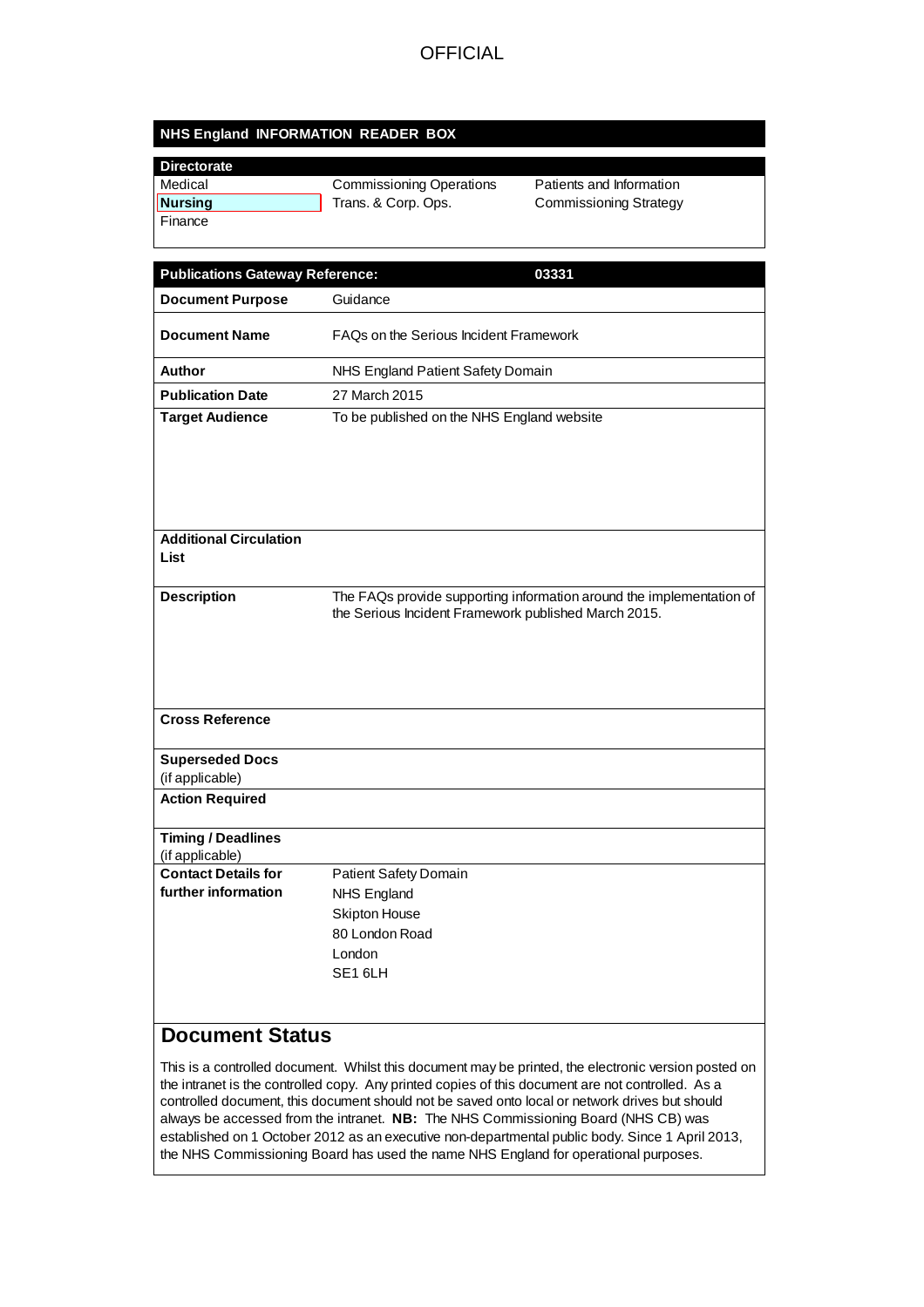OFFICIAL

| NHS England INFORMATION READER BOX | | |
|---|---|---|

| Directorate | | |
|---|---|---|
| Medical | Commissioning Operations | Patients and Information |
| **Nursing** | Trans. & Corp. Ops. | Commissioning Strategy |
| Finance | | |

| **Publications Gateway Reference:** | **03331** |
|---|---|
| **Document Purpose** | Guidance |
| **Document Name** | FAQs on the Serious Incident Framework |
| **Author** | NHS England Patient Safety Domain |
| **Publication Date** | 27 March 2015 |
| **Target Audience** | To be published on the NHS England website |
| **Additional Circulation List** | |
| **Description** | The FAQs provide supporting information around the implementation of the Serious Incident Framework published March 2015. |
| **Cross Reference** | |
| **Superseded Docs** (if applicable) | |
| **Action Required** | |
| **Timing / Deadlines** (if applicable) | |
| **Contact Details for further information** | Patient Safety Domain<br>NHS England<br>Skipton House<br>80 London Road<br>London<br>SE1 6LH |

## Document Status

This is a controlled document. Whilst this document may be printed, the electronic version posted on the intranet is the controlled copy. Any printed copies of this document are not controlled. As a controlled document, this document should not be saved onto local or network drives but should always be accessed from the intranet. **NB:** The NHS Commissioning Board (NHS CB) was established on 1 October 2012 as an executive non-departmental public body. Since 1 April 2013, the NHS Commissioning Board has used the name NHS England for operational purposes.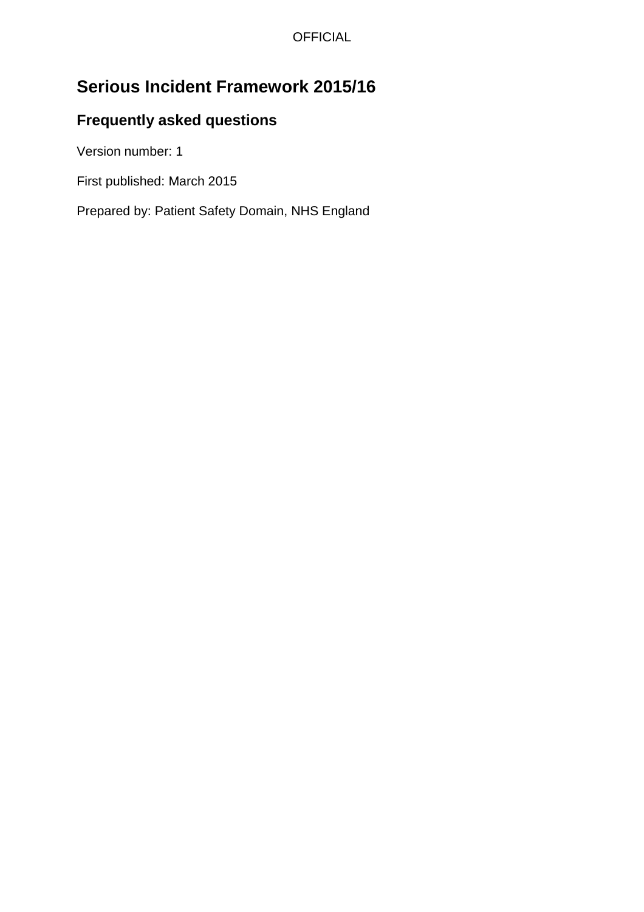# Serious Incident Framework 2015/16

## Frequently asked questions

Version number: 1

First published: March 2015

Prepared by: Patient Safety Domain, NHS England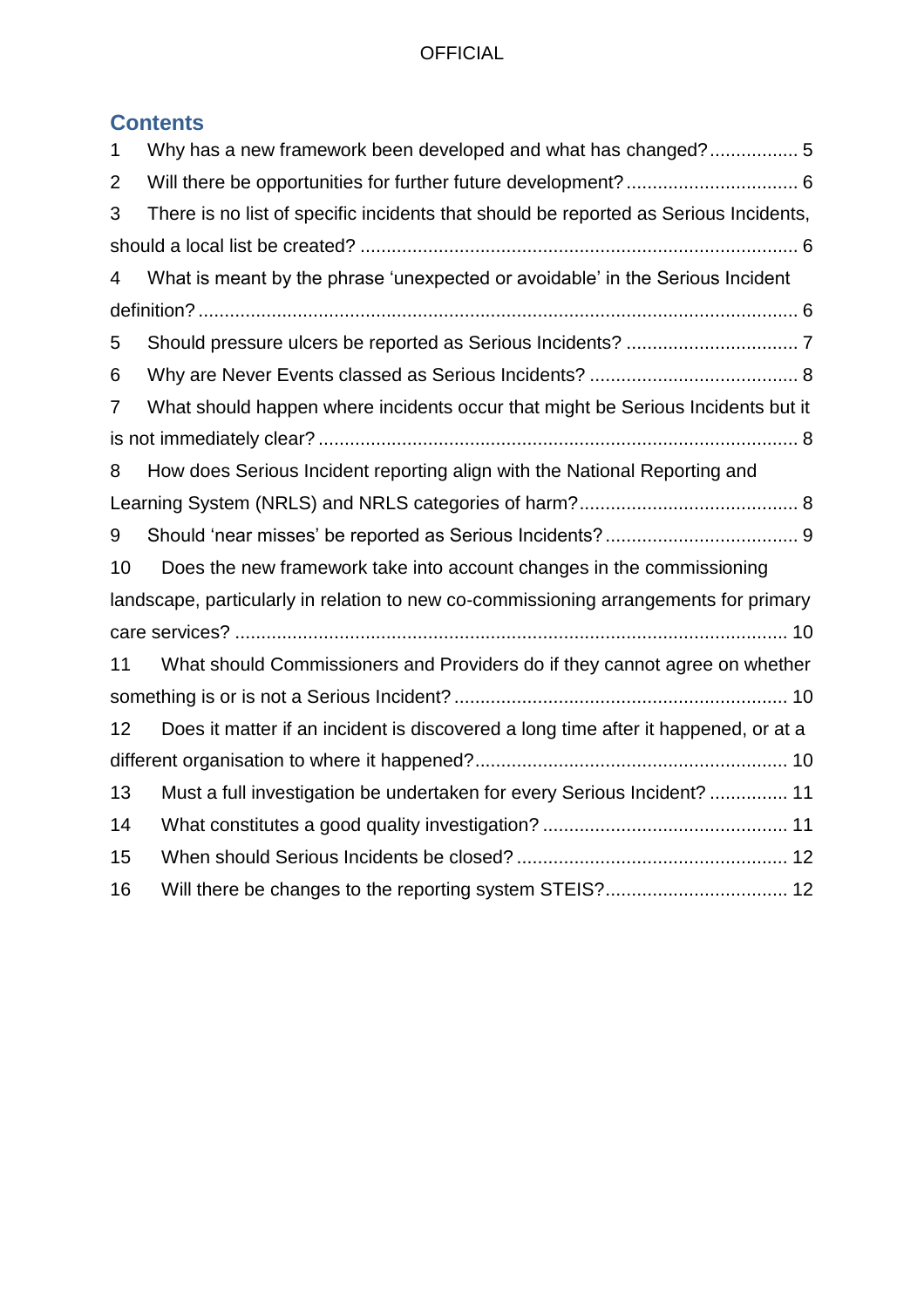## Contents

1 Why has a new framework been developed and what has changed? ................. 5

2 Will there be opportunities for further future development? ................................ 6

3 There is no list of specific incidents that should be reported as Serious Incidents, should a local list be created? ........................................................................ 6

4 What is meant by the phrase 'unexpected or avoidable' in the Serious Incident definition? ........................................................................................................... 6

5 Should pressure ulcers be reported as Serious Incidents? ................................ 7

6 Why are Never Events classed as Serious Incidents? ....................................... 8

7 What should happen where incidents occur that might be Serious Incidents but it is not immediately clear? ........................................................................................ 8

8 How does Serious Incident reporting align with the National Reporting and Learning System (NRLS) and NRLS categories of harm? .......................................... 8

9 Should 'near misses' be reported as Serious Incidents? .................................... 9

10 Does the new framework take into account changes in the commissioning landscape, particularly in relation to new co-commissioning arrangements for primary care services? ...................................................................................................... 10

11 What should Commissioners and Providers do if they cannot agree on whether something is or is not a Serious Incident? ............................................................... 10

12 Does it matter if an incident is discovered a long time after it happened, or at a different organisation to where it happened? ........................................................... 10

13 Must a full investigation be undertaken for every Serious Incident? ............... 11

14 What constitutes a good quality investigation? .............................................. 11

15 When should Serious Incidents be closed? ................................................... 12

16 Will there be changes to the reporting system STEIS? .................................. 12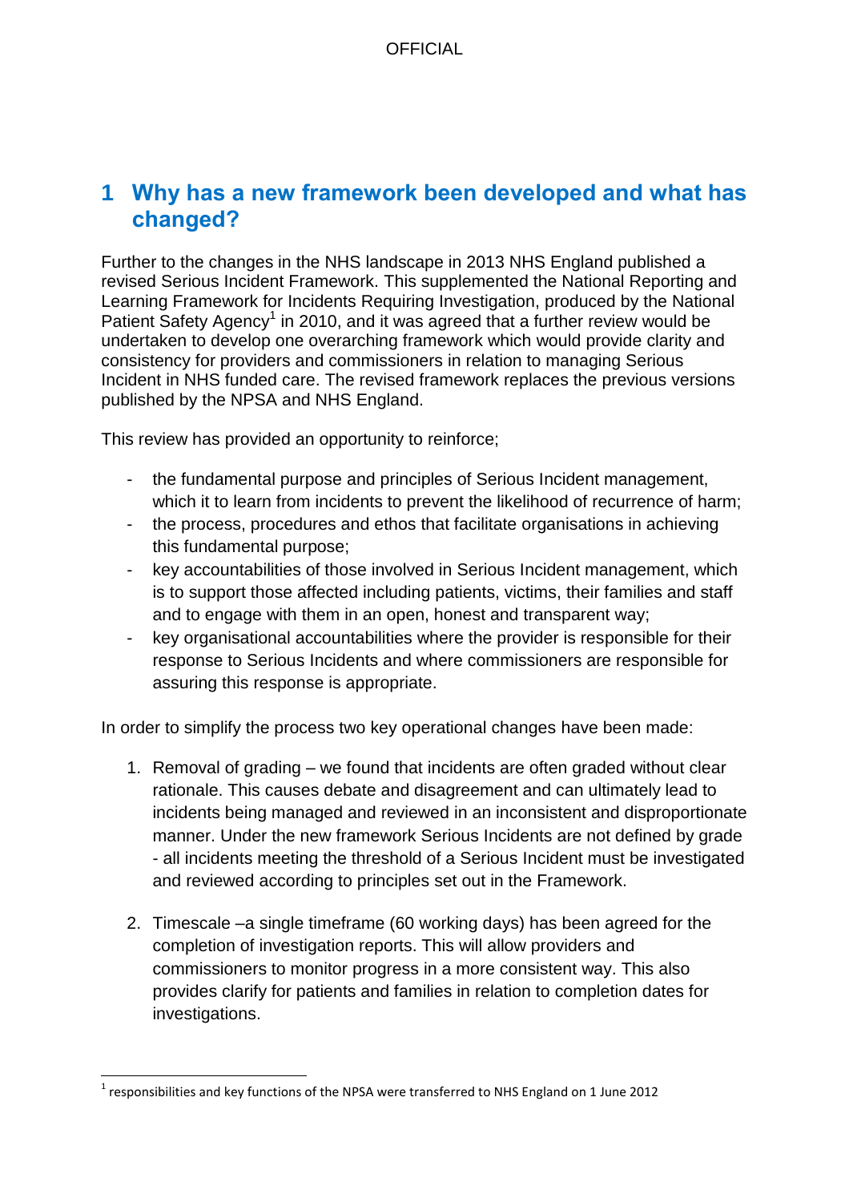# 1 Why has a new framework been developed and what has changed?

Further to the changes in the NHS landscape in 2013 NHS England published a revised Serious Incident Framework. This supplemented the National Reporting and Learning Framework for Incidents Requiring Investigation, produced by the National Patient Safety Agency[1] in 2010, and it was agreed that a further review would be undertaken to develop one overarching framework which would provide clarity and consistency for providers and commissioners in relation to managing Serious Incident in NHS funded care. The revised framework replaces the previous versions published by the NPSA and NHS England.

This review has provided an opportunity to reinforce;

- the fundamental purpose and principles of Serious Incident management, which it to learn from incidents to prevent the likelihood of recurrence of harm;
- the process, procedures and ethos that facilitate organisations in achieving this fundamental purpose;
- key accountabilities of those involved in Serious Incident management, which is to support those affected including patients, victims, their families and staff and to engage with them in an open, honest and transparent way;
- key organisational accountabilities where the provider is responsible for their response to Serious Incidents and where commissioners are responsible for assuring this response is appropriate.

In order to simplify the process two key operational changes have been made:

1. Removal of grading – we found that incidents are often graded without clear rationale. This causes debate and disagreement and can ultimately lead to incidents being managed and reviewed in an inconsistent and disproportionate manner. Under the new framework Serious Incidents are not defined by grade - all incidents meeting the threshold of a Serious Incident must be investigated and reviewed according to principles set out in the Framework.

2. Timescale –a single timeframe (60 working days) has been agreed for the completion of investigation reports. This will allow providers and commissioners to monitor progress in a more consistent way. This also provides clarify for patients and families in relation to completion dates for investigations.

[1] responsibilities and key functions of the NPSA were transferred to NHS England on 1 June 2012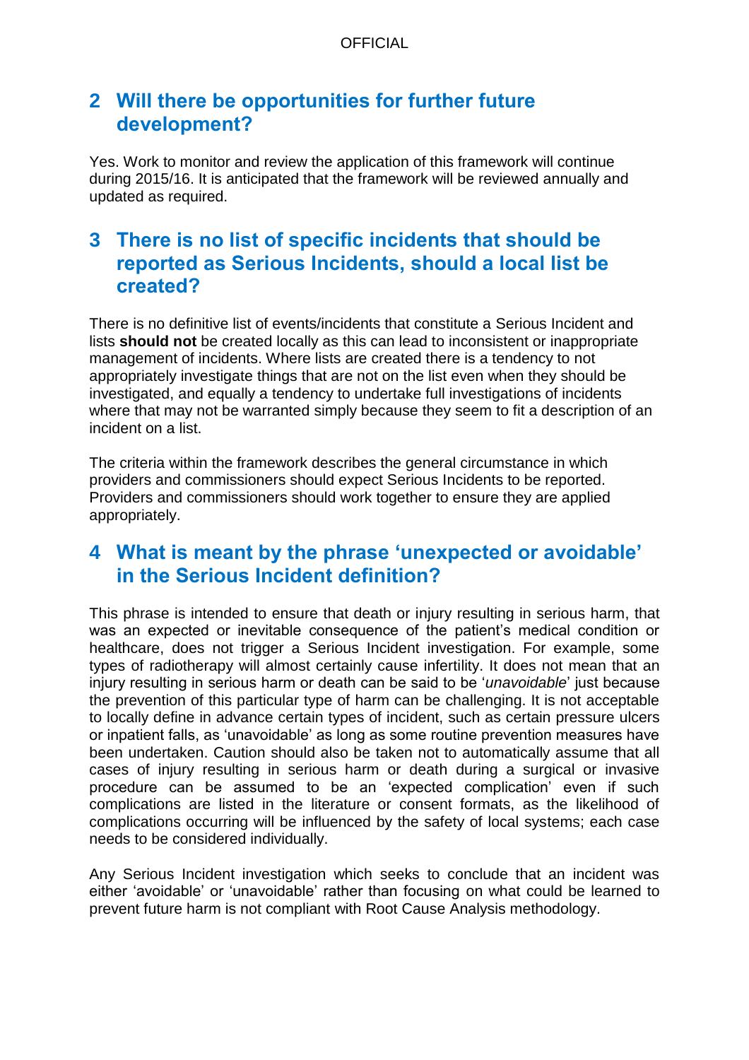## 2 Will there be opportunities for further future development?

Yes. Work to monitor and review the application of this framework will continue during 2015/16. It is anticipated that the framework will be reviewed annually and updated as required.

## 3 There is no list of specific incidents that should be reported as Serious Incidents, should a local list be created?

There is no definitive list of events/incidents that constitute a Serious Incident and lists **should not** be created locally as this can lead to inconsistent or inappropriate management of incidents. Where lists are created there is a tendency to not appropriately investigate things that are not on the list even when they should be investigated, and equally a tendency to undertake full investigations of incidents where that may not be warranted simply because they seem to fit a description of an incident on a list.

The criteria within the framework describes the general circumstance in which providers and commissioners should expect Serious Incidents to be reported. Providers and commissioners should work together to ensure they are applied appropriately.

## 4 What is meant by the phrase 'unexpected or avoidable' in the Serious Incident definition?

This phrase is intended to ensure that death or injury resulting in serious harm, that was an expected or inevitable consequence of the patient's medical condition or healthcare, does not trigger a Serious Incident investigation. For example, some types of radiotherapy will almost certainly cause infertility. It does not mean that an injury resulting in serious harm or death can be said to be '*unavoidable*' just because the prevention of this particular type of harm can be challenging. It is not acceptable to locally define in advance certain types of incident, such as certain pressure ulcers or inpatient falls, as 'unavoidable' as long as some routine prevention measures have been undertaken. Caution should also be taken not to automatically assume that all cases of injury resulting in serious harm or death during a surgical or invasive procedure can be assumed to be an 'expected complication' even if such complications are listed in the literature or consent formats, as the likelihood of complications occurring will be influenced by the safety of local systems; each case needs to be considered individually.

Any Serious Incident investigation which seeks to conclude that an incident was either 'avoidable' or 'unavoidable' rather than focusing on what could be learned to prevent future harm is not compliant with Root Cause Analysis methodology.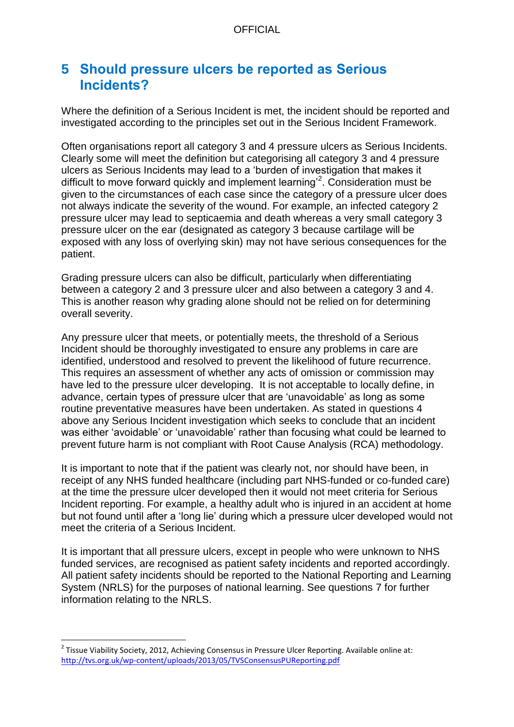## 5 Should pressure ulcers be reported as Serious Incidents?

Where the definition of a Serious Incident is met, the incident should be reported and investigated according to the principles set out in the Serious Incident Framework.

Often organisations report all category 3 and 4 pressure ulcers as Serious Incidents. Clearly some will meet the definition but categorising all category 3 and 4 pressure ulcers as Serious Incidents may lead to a 'burden of investigation that makes it difficult to move forward quickly and implement learning'[2]. Consideration must be given to the circumstances of each case since the category of a pressure ulcer does not always indicate the severity of the wound. For example, an infected category 2 pressure ulcer may lead to septicaemia and death whereas a very small category 3 pressure ulcer on the ear (designated as category 3 because cartilage will be exposed with any loss of overlying skin) may not have serious consequences for the patient.

Grading pressure ulcers can also be difficult, particularly when differentiating between a category 2 and 3 pressure ulcer and also between a category 3 and 4. This is another reason why grading alone should not be relied on for determining overall severity.

Any pressure ulcer that meets, or potentially meets, the threshold of a Serious Incident should be thoroughly investigated to ensure any problems in care are identified, understood and resolved to prevent the likelihood of future recurrence. This requires an assessment of whether any acts of omission or commission may have led to the pressure ulcer developing. It is not acceptable to locally define, in advance, certain types of pressure ulcer that are 'unavoidable' as long as some routine preventative measures have been undertaken. As stated in questions 4 above any Serious Incident investigation which seeks to conclude that an incident was either 'avoidable' or 'unavoidable' rather than focusing what could be learned to prevent future harm is not compliant with Root Cause Analysis (RCA) methodology.

It is important to note that if the patient was clearly not, nor should have been, in receipt of any NHS funded healthcare (including part NHS-funded or co-funded care) at the time the pressure ulcer developed then it would not meet criteria for Serious Incident reporting. For example, a healthy adult who is injured in an accident at home but not found until after a 'long lie' during which a pressure ulcer developed would not meet the criteria of a Serious Incident.

It is important that all pressure ulcers, except in people who were unknown to NHS funded services, are recognised as patient safety incidents and reported accordingly. All patient safety incidents should be reported to the National Reporting and Learning System (NRLS) for the purposes of national learning. See questions 7 for further information relating to the NRLS.

[2] Tissue Viability Society, 2012, Achieving Consensus in Pressure Ulcer Reporting. Available online at: http://tvs.org.uk/wp-content/uploads/2013/05/TVSConsensusPUReporting.pdf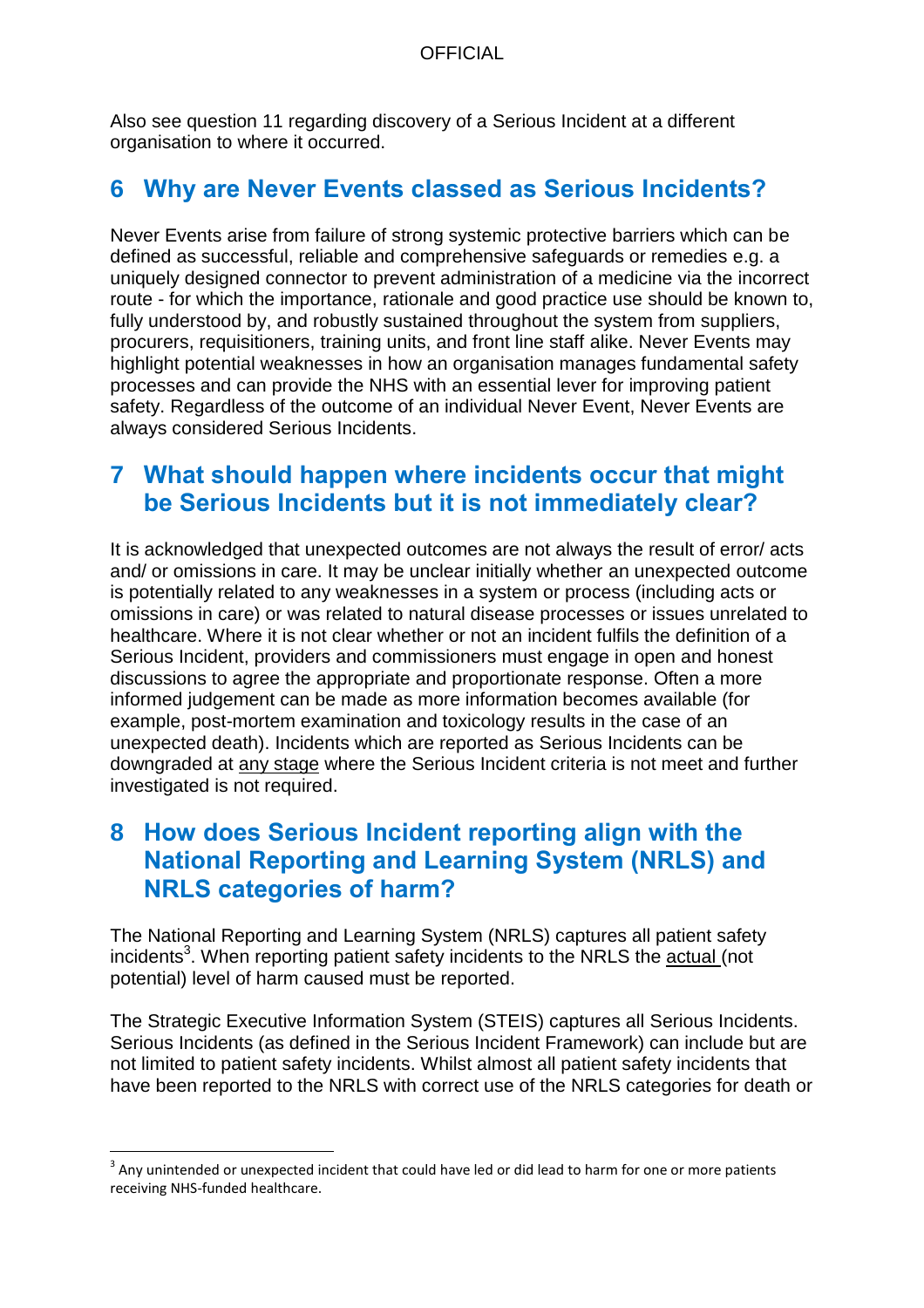Also see question 11 regarding discovery of a Serious Incident at a different organisation to where it occurred.

## 6 Why are Never Events classed as Serious Incidents?

Never Events arise from failure of strong systemic protective barriers which can be defined as successful, reliable and comprehensive safeguards or remedies e.g. a uniquely designed connector to prevent administration of a medicine via the incorrect route - for which the importance, rationale and good practice use should be known to, fully understood by, and robustly sustained throughout the system from suppliers, procurers, requisitioners, training units, and front line staff alike. Never Events may highlight potential weaknesses in how an organisation manages fundamental safety processes and can provide the NHS with an essential lever for improving patient safety. Regardless of the outcome of an individual Never Event, Never Events are always considered Serious Incidents.

## 7 What should happen where incidents occur that might be Serious Incidents but it is not immediately clear?

It is acknowledged that unexpected outcomes are not always the result of error/ acts and/ or omissions in care. It may be unclear initially whether an unexpected outcome is potentially related to any weaknesses in a system or process (including acts or omissions in care) or was related to natural disease processes or issues unrelated to healthcare. Where it is not clear whether or not an incident fulfils the definition of a Serious Incident, providers and commissioners must engage in open and honest discussions to agree the appropriate and proportionate response. Often a more informed judgement can be made as more information becomes available (for example, post-mortem examination and toxicology results in the case of an unexpected death). Incidents which are reported as Serious Incidents can be downgraded at <u>any stage</u> where the Serious Incident criteria is not meet and further investigated is not required.

## 8 How does Serious Incident reporting align with the National Reporting and Learning System (NRLS) and NRLS categories of harm?

The National Reporting and Learning System (NRLS) captures all patient safety incidents[3]. When reporting patient safety incidents to the NRLS the <u>actual</u> (not potential) level of harm caused must be reported.

The Strategic Executive Information System (STEIS) captures all Serious Incidents. Serious Incidents (as defined in the Serious Incident Framework) can include but are not limited to patient safety incidents. Whilst almost all patient safety incidents that have been reported to the NRLS with correct use of the NRLS categories for death or

[3] Any unintended or unexpected incident that could have led or did lead to harm for one or more patients receiving NHS-funded healthcare.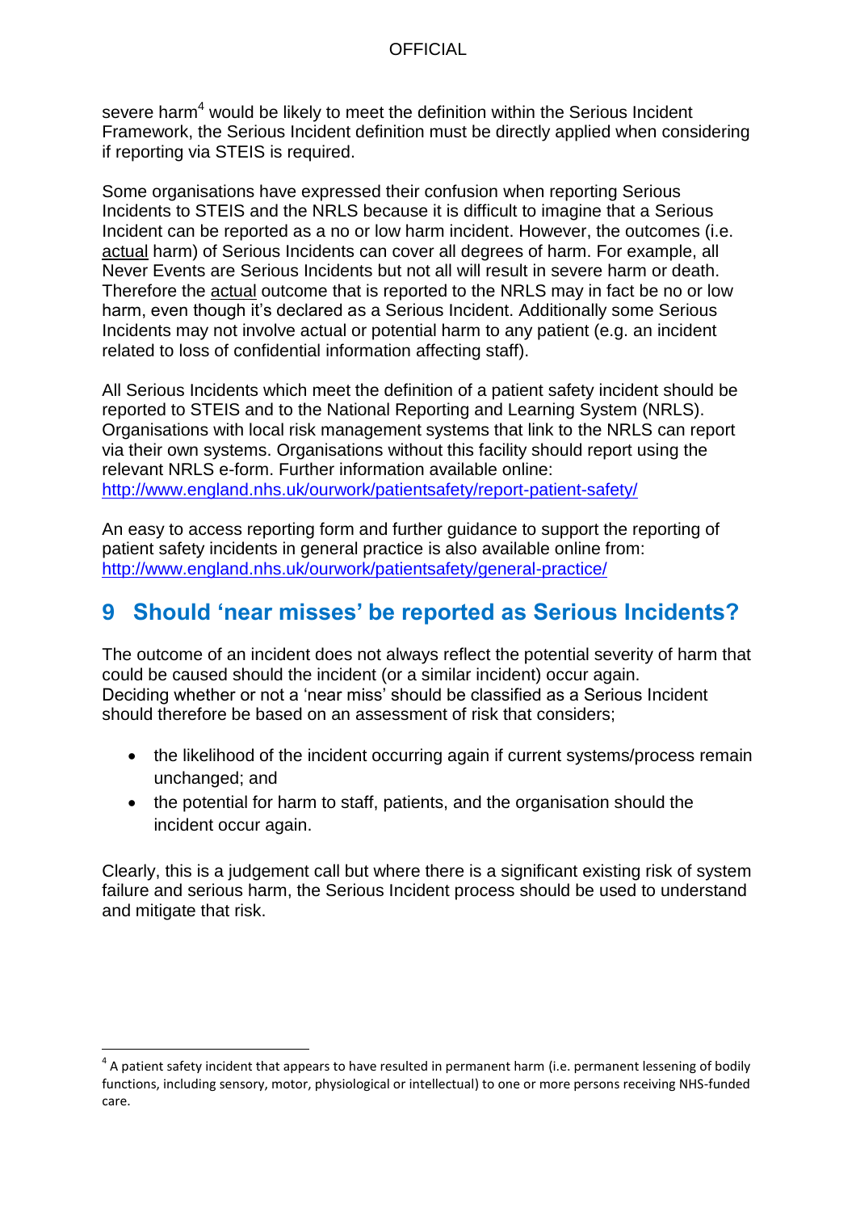severe harm[4] would be likely to meet the definition within the Serious Incident Framework, the Serious Incident definition must be directly applied when considering if reporting via STEIS is required.

Some organisations have expressed their confusion when reporting Serious Incidents to STEIS and the NRLS because it is difficult to imagine that a Serious Incident can be reported as a no or low harm incident. However, the outcomes (i.e. actual harm) of Serious Incidents can cover all degrees of harm. For example, all Never Events are Serious Incidents but not all will result in severe harm or death. Therefore the actual outcome that is reported to the NRLS may in fact be no or low harm, even though it's declared as a Serious Incident. Additionally some Serious Incidents may not involve actual or potential harm to any patient (e.g. an incident related to loss of confidential information affecting staff).

All Serious Incidents which meet the definition of a patient safety incident should be reported to STEIS and to the National Reporting and Learning System (NRLS). Organisations with local risk management systems that link to the NRLS can report via their own systems. Organisations without this facility should report using the relevant NRLS e-form. Further information available online: http://www.england.nhs.uk/ourwork/patientsafety/report-patient-safety/

An easy to access reporting form and further guidance to support the reporting of patient safety incidents in general practice is also available online from: http://www.england.nhs.uk/ourwork/patientsafety/general-practice/

## 9 Should 'near misses' be reported as Serious Incidents?

The outcome of an incident does not always reflect the potential severity of harm that could be caused should the incident (or a similar incident) occur again. Deciding whether or not a 'near miss' should be classified as a Serious Incident should therefore be based on an assessment of risk that considers;

- the likelihood of the incident occurring again if current systems/process remain unchanged; and
- the potential for harm to staff, patients, and the organisation should the incident occur again.

Clearly, this is a judgement call but where there is a significant existing risk of system failure and serious harm, the Serious Incident process should be used to understand and mitigate that risk.

---

[4] A patient safety incident that appears to have resulted in permanent harm (i.e. permanent lessening of bodily functions, including sensory, motor, physiological or intellectual) to one or more persons receiving NHS-funded care.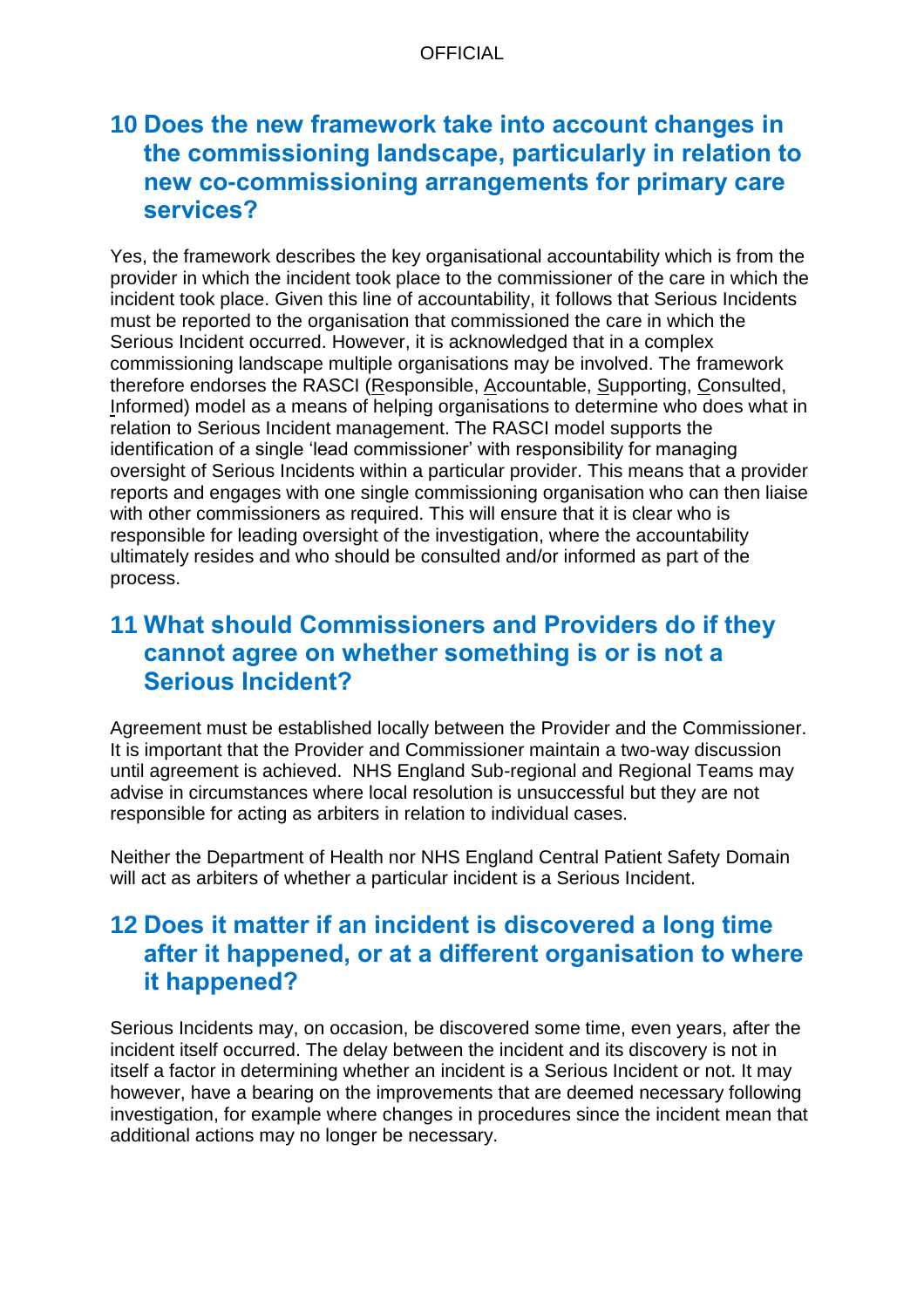## 10 Does the new framework take into account changes in the commissioning landscape, particularly in relation to new co-commissioning arrangements for primary care services?

Yes, the framework describes the key organisational accountability which is from the provider in which the incident took place to the commissioner of the care in which the incident took place. Given this line of accountability, it follows that Serious Incidents must be reported to the organisation that commissioned the care in which the Serious Incident occurred. However, it is acknowledged that in a complex commissioning landscape multiple organisations may be involved. The framework therefore endorses the RASCI (Responsible, Accountable, Supporting, Consulted, Informed) model as a means of helping organisations to determine who does what in relation to Serious Incident management. The RASCI model supports the identification of a single 'lead commissioner' with responsibility for managing oversight of Serious Incidents within a particular provider. This means that a provider reports and engages with one single commissioning organisation who can then liaise with other commissioners as required. This will ensure that it is clear who is responsible for leading oversight of the investigation, where the accountability ultimately resides and who should be consulted and/or informed as part of the process.

## 11 What should Commissioners and Providers do if they cannot agree on whether something is or is not a Serious Incident?

Agreement must be established locally between the Provider and the Commissioner. It is important that the Provider and Commissioner maintain a two-way discussion until agreement is achieved. NHS England Sub-regional and Regional Teams may advise in circumstances where local resolution is unsuccessful but they are not responsible for acting as arbiters in relation to individual cases.

Neither the Department of Health nor NHS England Central Patient Safety Domain will act as arbiters of whether a particular incident is a Serious Incident.

## 12 Does it matter if an incident is discovered a long time after it happened, or at a different organisation to where it happened?

Serious Incidents may, on occasion, be discovered some time, even years, after the incident itself occurred. The delay between the incident and its discovery is not in itself a factor in determining whether an incident is a Serious Incident or not. It may however, have a bearing on the improvements that are deemed necessary following investigation, for example where changes in procedures since the incident mean that additional actions may no longer be necessary.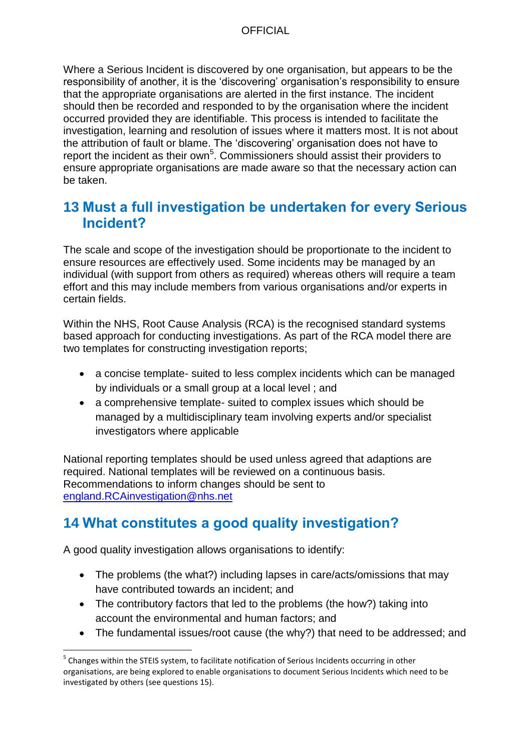Where a Serious Incident is discovered by one organisation, but appears to be the responsibility of another, it is the 'discovering' organisation's responsibility to ensure that the appropriate organisations are alerted in the first instance. The incident should then be recorded and responded to by the organisation where the incident occurred provided they are identifiable. This process is intended to facilitate the investigation, learning and resolution of issues where it matters most. It is not about the attribution of fault or blame. The 'discovering' organisation does not have to report the incident as their own[5]. Commissioners should assist their providers to ensure appropriate organisations are made aware so that the necessary action can be taken.

## 13 Must a full investigation be undertaken for every Serious Incident?

The scale and scope of the investigation should be proportionate to the incident to ensure resources are effectively used. Some incidents may be managed by an individual (with support from others as required) whereas others will require a team effort and this may include members from various organisations and/or experts in certain fields.

Within the NHS, Root Cause Analysis (RCA) is the recognised standard systems based approach for conducting investigations. As part of the RCA model there are two templates for constructing investigation reports;

- a concise template- suited to less complex incidents which can be managed by individuals or a small group at a local level ; and
- a comprehensive template- suited to complex issues which should be managed by a multidisciplinary team involving experts and/or specialist investigators where applicable

National reporting templates should be used unless agreed that adaptions are required. National templates will be reviewed on a continuous basis. Recommendations to inform changes should be sent to [england.RCAinvestigation@nhs.net](mailto:england.RCAinvestigation@nhs.net)

## 14 What constitutes a good quality investigation?

A good quality investigation allows organisations to identify:

- The problems (the what?) including lapses in care/acts/omissions that may have contributed towards an incident; and
- The contributory factors that led to the problems (the how?) taking into account the environmental and human factors; and
- The fundamental issues/root cause (the why?) that need to be addressed; and

[5] Changes within the STEIS system, to facilitate notification of Serious Incidents occurring in other organisations, are being explored to enable organisations to document Serious Incidents which need to be investigated by others (see questions 15).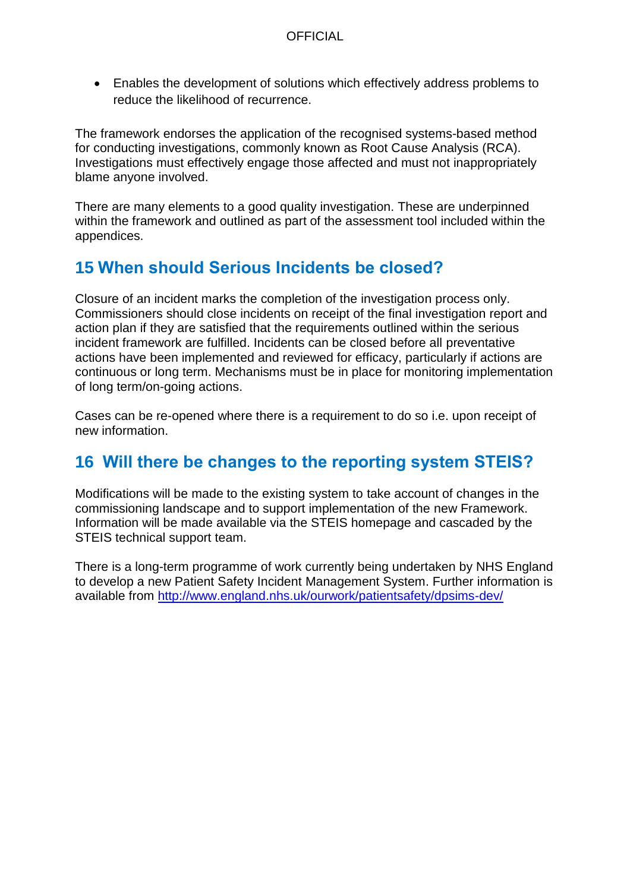- Enables the development of solutions which effectively address problems to reduce the likelihood of recurrence.

The framework endorses the application of the recognised systems-based method for conducting investigations, commonly known as Root Cause Analysis (RCA). Investigations must effectively engage those affected and must not inappropriately blame anyone involved.

There are many elements to a good quality investigation. These are underpinned within the framework and outlined as part of the assessment tool included within the appendices.

## 15 When should Serious Incidents be closed?

Closure of an incident marks the completion of the investigation process only. Commissioners should close incidents on receipt of the final investigation report and action plan if they are satisfied that the requirements outlined within the serious incident framework are fulfilled. Incidents can be closed before all preventative actions have been implemented and reviewed for efficacy, particularly if actions are continuous or long term. Mechanisms must be in place for monitoring implementation of long term/on-going actions.

Cases can be re-opened where there is a requirement to do so i.e. upon receipt of new information.

## 16 Will there be changes to the reporting system STEIS?

Modifications will be made to the existing system to take account of changes in the commissioning landscape and to support implementation of the new Framework. Information will be made available via the STEIS homepage and cascaded by the STEIS technical support team.

There is a long-term programme of work currently being undertaken by NHS England to develop a new Patient Safety Incident Management System. Further information is available from http://www.england.nhs.uk/ourwork/patientsafety/dpsims-dev/